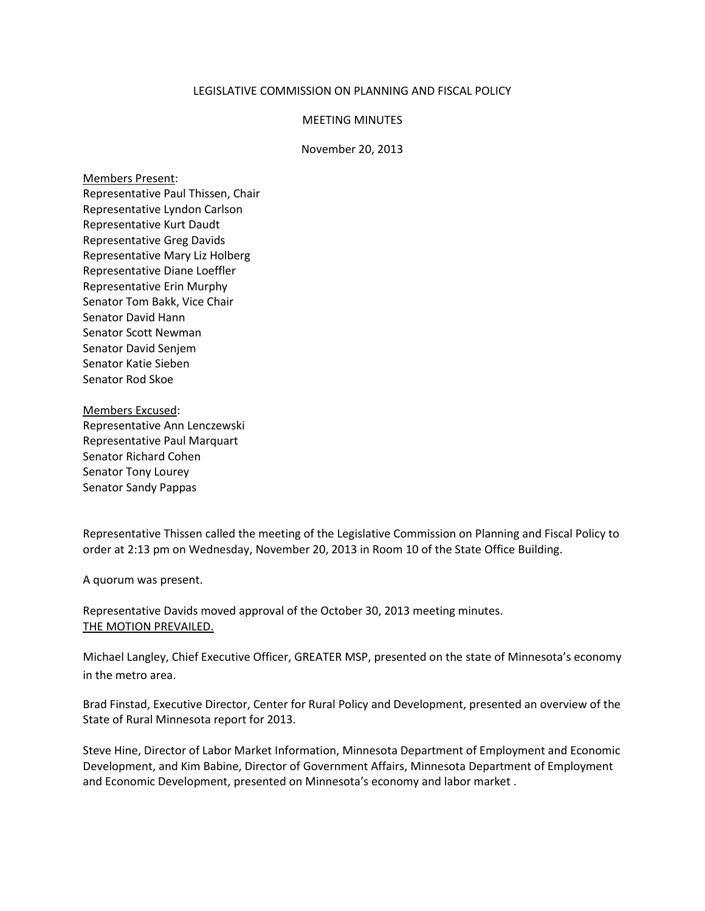# LEGISLATIVE COMMISSION ON PLANNING AND FISCAL POLICY

## MEETING MINUTES

November 20, 2013

Members Present:
Representative Paul Thissen, Chair
Representative Lyndon Carlson
Representative Kurt Daudt
Representative Greg Davids
Representative Mary Liz Holberg
Representative Diane Loeffler
Representative Erin Murphy
Senator Tom Bakk, Vice Chair
Senator David Hann
Senator Scott Newman
Senator David Senjem
Senator Katie Sieben
Senator Rod Skoe

Members Excused:
Representative Ann Lenczewski
Representative Paul Marquart
Senator Richard Cohen
Senator Tony Lourey
Senator Sandy Pappas

Representative Thissen called the meeting of the Legislative Commission on Planning and Fiscal Policy to order at 2:13 pm on Wednesday, November 20, 2013 in Room 10 of the State Office Building.

A quorum was present.

Representative Davids moved approval of the October 30, 2013 meeting minutes.
THE MOTION PREVAILED.

Michael Langley, Chief Executive Officer, GREATER MSP, presented on the state of Minnesota's economy in the metro area.

Brad Finstad, Executive Director, Center for Rural Policy and Development, presented an overview of the State of Rural Minnesota report for 2013.

Steve Hine, Director of Labor Market Information, Minnesota Department of Employment and Economic Development, and Kim Babine, Director of Government Affairs, Minnesota Department of Employment and Economic Development, presented on Minnesota's economy and labor market .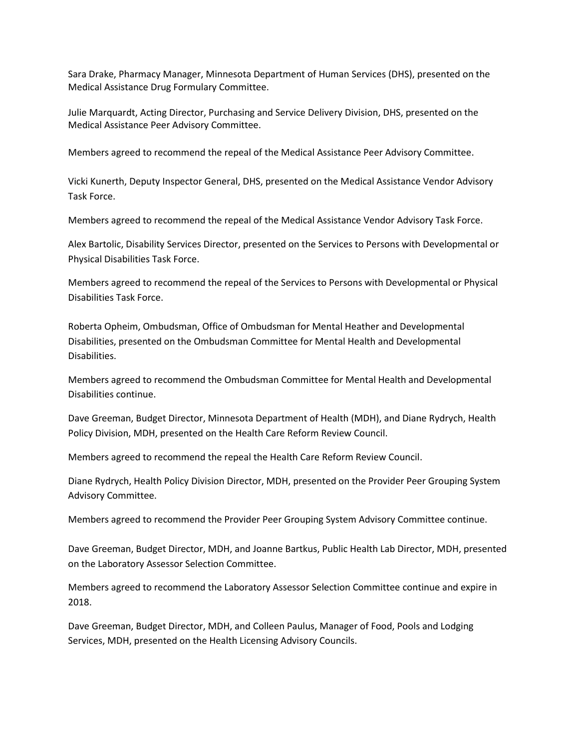Sara Drake, Pharmacy Manager, Minnesota Department of Human Services (DHS), presented on the Medical Assistance Drug Formulary Committee.

Julie Marquardt, Acting Director, Purchasing and Service Delivery Division, DHS, presented on the Medical Assistance Peer Advisory Committee.

Members agreed to recommend the repeal of the Medical Assistance Peer Advisory Committee.

Vicki Kunerth, Deputy Inspector General, DHS, presented on the Medical Assistance Vendor Advisory Task Force.

Members agreed to recommend the repeal of the Medical Assistance Vendor Advisory Task Force.

Alex Bartolic, Disability Services Director, presented on the Services to Persons with Developmental or Physical Disabilities Task Force.

Members agreed to recommend the repeal of the Services to Persons with Developmental or Physical Disabilities Task Force.

Roberta Opheim, Ombudsman, Office of Ombudsman for Mental Heather and Developmental Disabilities, presented on the Ombudsman Committee for Mental Health and Developmental Disabilities.

Members agreed to recommend the Ombudsman Committee for Mental Health and Developmental Disabilities continue.

Dave Greeman, Budget Director, Minnesota Department of Health (MDH), and Diane Rydrych, Health Policy Division, MDH, presented on the Health Care Reform Review Council.

Members agreed to recommend the repeal the Health Care Reform Review Council.

Diane Rydrych, Health Policy Division Director, MDH, presented on the Provider Peer Grouping System Advisory Committee.

Members agreed to recommend the Provider Peer Grouping System Advisory Committee continue.

Dave Greeman, Budget Director, MDH, and Joanne Bartkus, Public Health Lab Director, MDH, presented on the Laboratory Assessor Selection Committee.

Members agreed to recommend the Laboratory Assessor Selection Committee continue and expire in 2018.

Dave Greeman, Budget Director, MDH, and Colleen Paulus, Manager of Food, Pools and Lodging Services, MDH, presented on the Health Licensing Advisory Councils.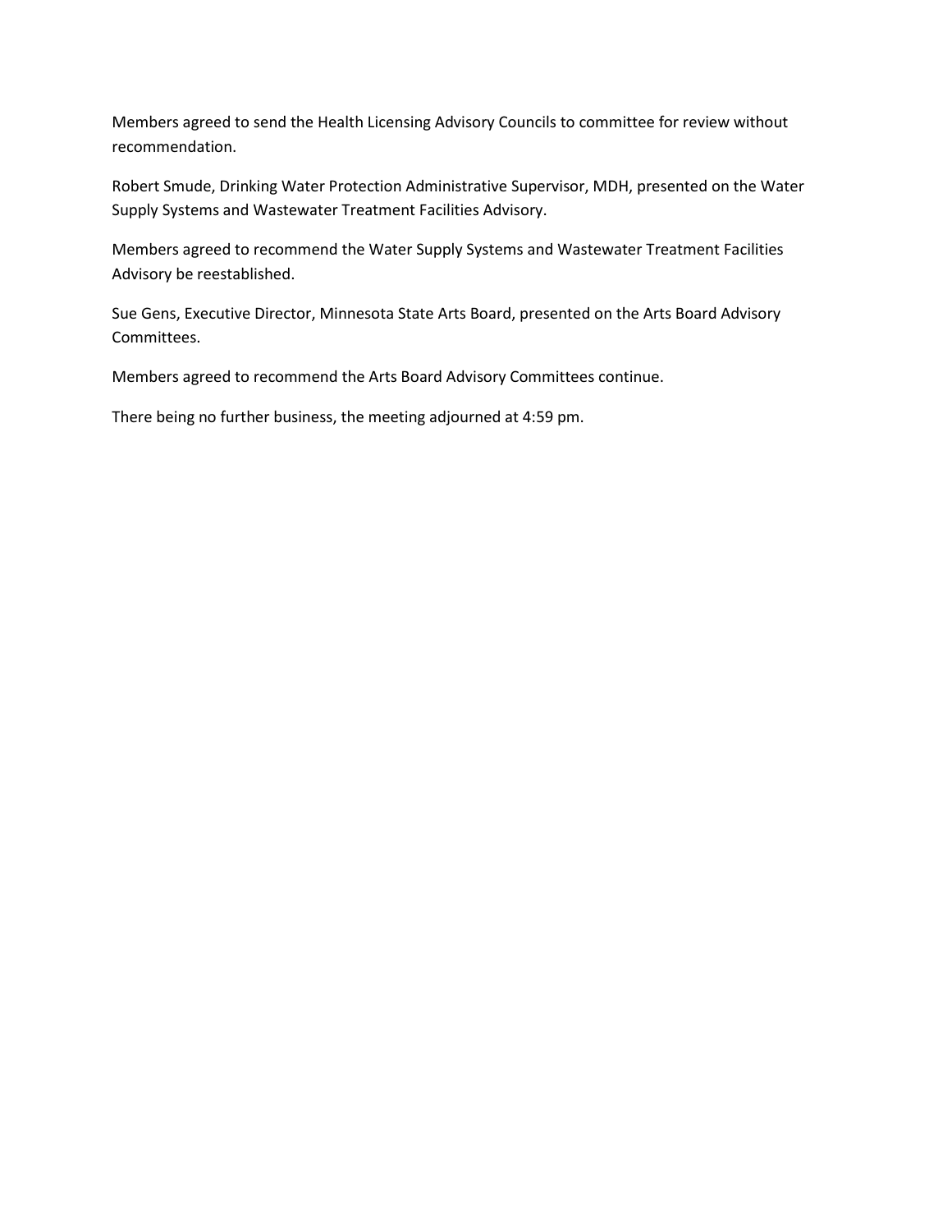Members agreed to send the Health Licensing Advisory Councils to committee for review without recommendation.

Robert Smude, Drinking Water Protection Administrative Supervisor, MDH, presented on the Water Supply Systems and Wastewater Treatment Facilities Advisory.

Members agreed to recommend the Water Supply Systems and Wastewater Treatment Facilities Advisory be reestablished.

Sue Gens, Executive Director, Minnesota State Arts Board, presented on the Arts Board Advisory Committees.

Members agreed to recommend the Arts Board Advisory Committees continue.

There being no further business, the meeting adjourned at 4:59 pm.